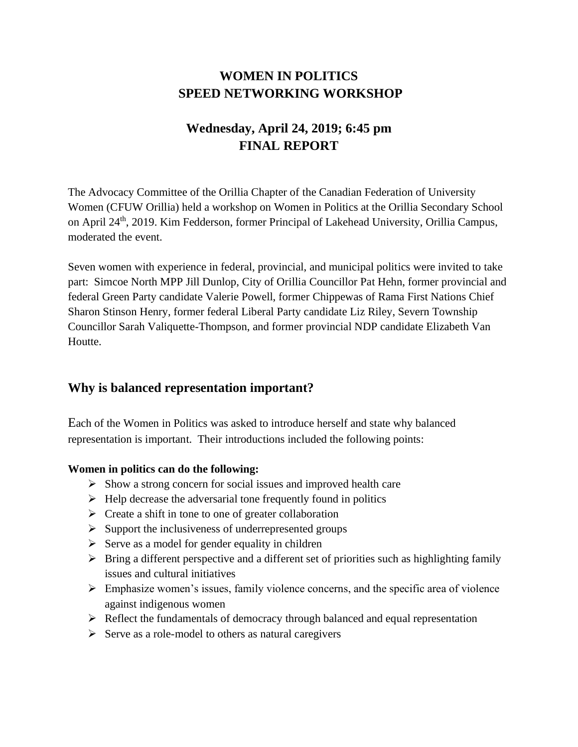# WOMEN IN POLITICS
# SPEED NETWORKING WORKSHOP

## Wednesday, April 24, 2019; 6:45 pm
## FINAL REPORT

The Advocacy Committee of the Orillia Chapter of the Canadian Federation of University Women (CFUW Orillia) held a workshop on Women in Politics at the Orillia Secondary School on April 24th, 2019. Kim Fedderson, former Principal of Lakehead University, Orillia Campus, moderated the event.

Seven women with experience in federal, provincial, and municipal politics were invited to take part: Simcoe North MPP Jill Dunlop, City of Orillia Councillor Pat Hehn, former provincial and federal Green Party candidate Valerie Powell, former Chippewas of Rama First Nations Chief Sharon Stinson Henry, former federal Liberal Party candidate Liz Riley, Severn Township Councillor Sarah Valiquette-Thompson, and former provincial NDP candidate Elizabeth Van Houtte.

## Why is balanced representation important?

Each of the Women in Politics was asked to introduce herself and state why balanced representation is important. Their introductions included the following points:

**Women in politics can do the following:**

- Show a strong concern for social issues and improved health care
- Help decrease the adversarial tone frequently found in politics
- Create a shift in tone to one of greater collaboration
- Support the inclusiveness of underrepresented groups
- Serve as a model for gender equality in children
- Bring a different perspective and a different set of priorities such as highlighting family issues and cultural initiatives
- Emphasize women's issues, family violence concerns, and the specific area of violence against indigenous women
- Reflect the fundamentals of democracy through balanced and equal representation
- Serve as a role-model to others as natural caregivers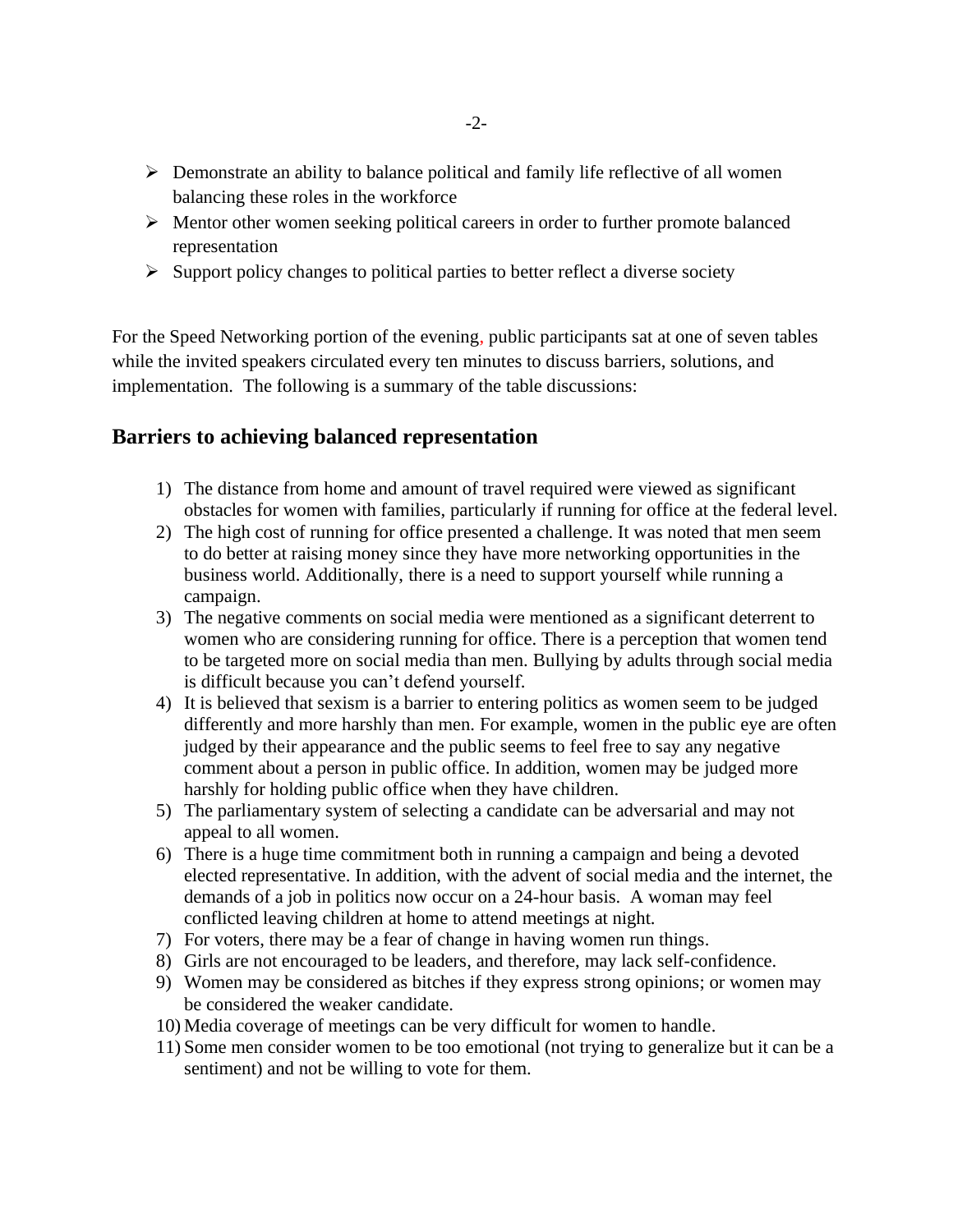- Demonstrate an ability to balance political and family life reflective of all women balancing these roles in the workforce
- Mentor other women seeking political careers in order to further promote balanced representation
- Support policy changes to political parties to better reflect a diverse society

For the Speed Networking portion of the evening, public participants sat at one of seven tables while the invited speakers circulated every ten minutes to discuss barriers, solutions, and implementation. The following is a summary of the table discussions:

## Barriers to achieving balanced representation

1) The distance from home and amount of travel required were viewed as significant obstacles for women with families, particularly if running for office at the federal level.
2) The high cost of running for office presented a challenge. It was noted that men seem to do better at raising money since they have more networking opportunities in the business world. Additionally, there is a need to support yourself while running a campaign.
3) The negative comments on social media were mentioned as a significant deterrent to women who are considering running for office. There is a perception that women tend to be targeted more on social media than men. Bullying by adults through social media is difficult because you can't defend yourself.
4) It is believed that sexism is a barrier to entering politics as women seem to be judged differently and more harshly than men. For example, women in the public eye are often judged by their appearance and the public seems to feel free to say any negative comment about a person in public office. In addition, women may be judged more harshly for holding public office when they have children.
5) The parliamentary system of selecting a candidate can be adversarial and may not appeal to all women.
6) There is a huge time commitment both in running a campaign and being a devoted elected representative. In addition, with the advent of social media and the internet, the demands of a job in politics now occur on a 24-hour basis. A woman may feel conflicted leaving children at home to attend meetings at night.
7) For voters, there may be a fear of change in having women run things.
8) Girls are not encouraged to be leaders, and therefore, may lack self-confidence.
9) Women may be considered as bitches if they express strong opinions; or women may be considered the weaker candidate.
10) Media coverage of meetings can be very difficult for women to handle.
11) Some men consider women to be too emotional (not trying to generalize but it can be a sentiment) and not be willing to vote for them.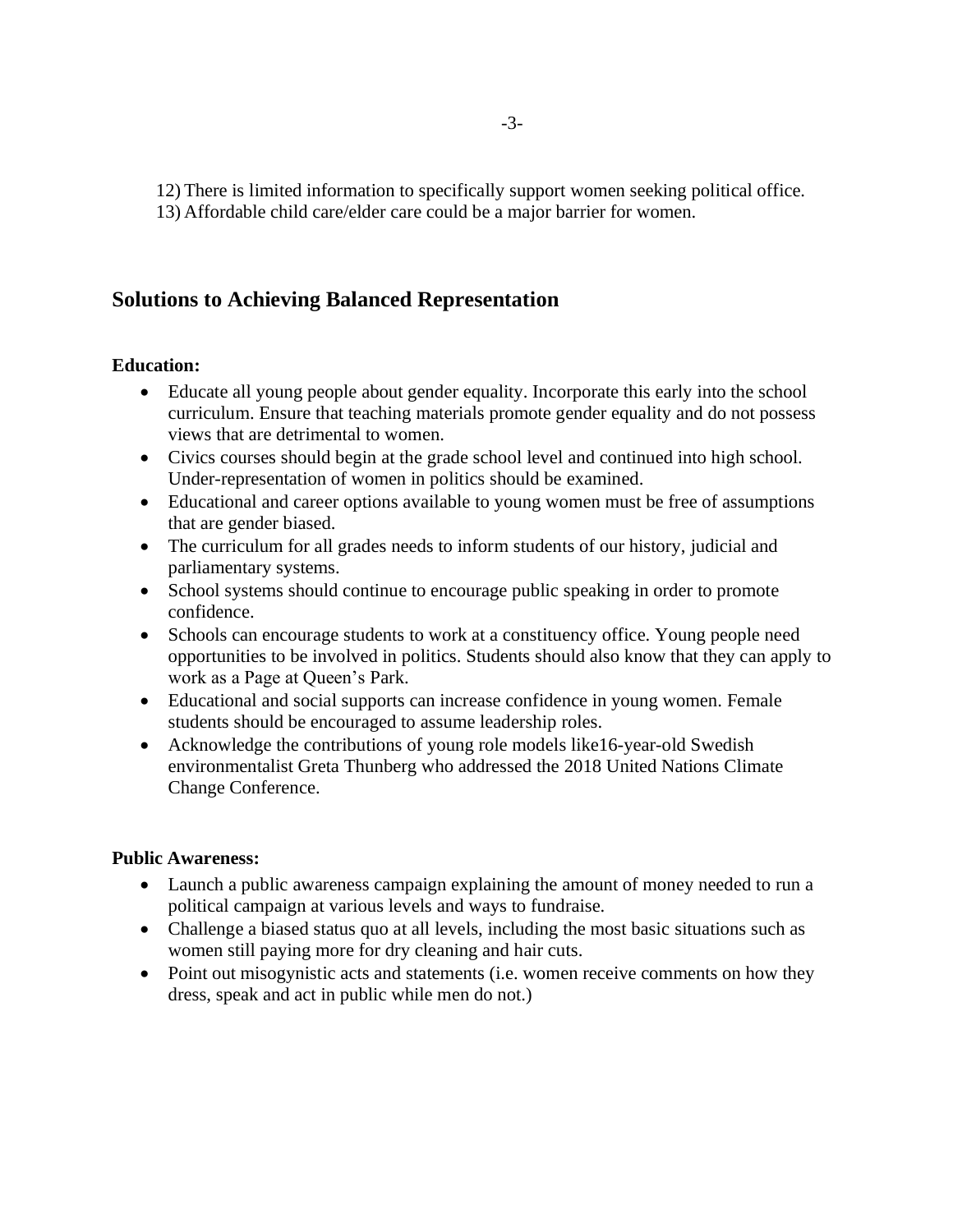12) There is limited information to specifically support women seeking political office.
13) Affordable child care/elder care could be a major barrier for women.

## Solutions to Achieving Balanced Representation

**Education:**

- Educate all young people about gender equality. Incorporate this early into the school curriculum. Ensure that teaching materials promote gender equality and do not possess views that are detrimental to women.
- Civics courses should begin at the grade school level and continued into high school. Under-representation of women in politics should be examined.
- Educational and career options available to young women must be free of assumptions that are gender biased.
- The curriculum for all grades needs to inform students of our history, judicial and parliamentary systems.
- School systems should continue to encourage public speaking in order to promote confidence.
- Schools can encourage students to work at a constituency office. Young people need opportunities to be involved in politics. Students should also know that they can apply to work as a Page at Queen's Park.
- Educational and social supports can increase confidence in young women. Female students should be encouraged to assume leadership roles.
- Acknowledge the contributions of young role models like16-year-old Swedish environmentalist Greta Thunberg who addressed the 2018 United Nations Climate Change Conference.

**Public Awareness:**

- Launch a public awareness campaign explaining the amount of money needed to run a political campaign at various levels and ways to fundraise.
- Challenge a biased status quo at all levels, including the most basic situations such as women still paying more for dry cleaning and hair cuts.
- Point out misogynistic acts and statements (i.e. women receive comments on how they dress, speak and act in public while men do not.)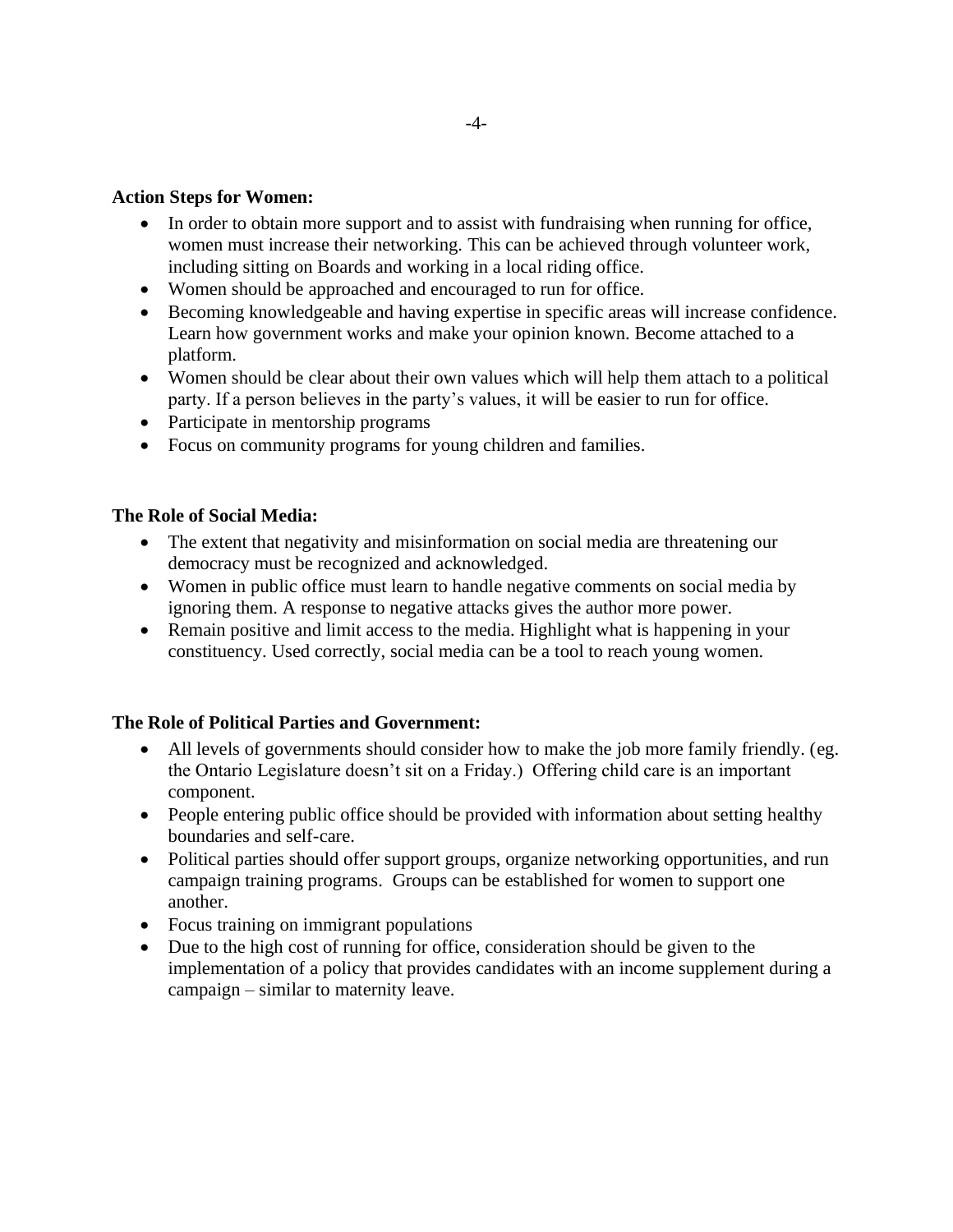**Action Steps for Women:**

- In order to obtain more support and to assist with fundraising when running for office, women must increase their networking. This can be achieved through volunteer work, including sitting on Boards and working in a local riding office.
- Women should be approached and encouraged to run for office.
- Becoming knowledgeable and having expertise in specific areas will increase confidence. Learn how government works and make your opinion known. Become attached to a platform.
- Women should be clear about their own values which will help them attach to a political party. If a person believes in the party's values, it will be easier to run for office.
- Participate in mentorship programs
- Focus on community programs for young children and families.

**The Role of Social Media:**

- The extent that negativity and misinformation on social media are threatening our democracy must be recognized and acknowledged.
- Women in public office must learn to handle negative comments on social media by ignoring them. A response to negative attacks gives the author more power.
- Remain positive and limit access to the media. Highlight what is happening in your constituency. Used correctly, social media can be a tool to reach young women.

**The Role of Political Parties and Government:**

- All levels of governments should consider how to make the job more family friendly. (eg. the Ontario Legislature doesn't sit on a Friday.) Offering child care is an important component.
- People entering public office should be provided with information about setting healthy boundaries and self-care.
- Political parties should offer support groups, organize networking opportunities, and run campaign training programs. Groups can be established for women to support one another.
- Focus training on immigrant populations
- Due to the high cost of running for office, consideration should be given to the implementation of a policy that provides candidates with an income supplement during a campaign – similar to maternity leave.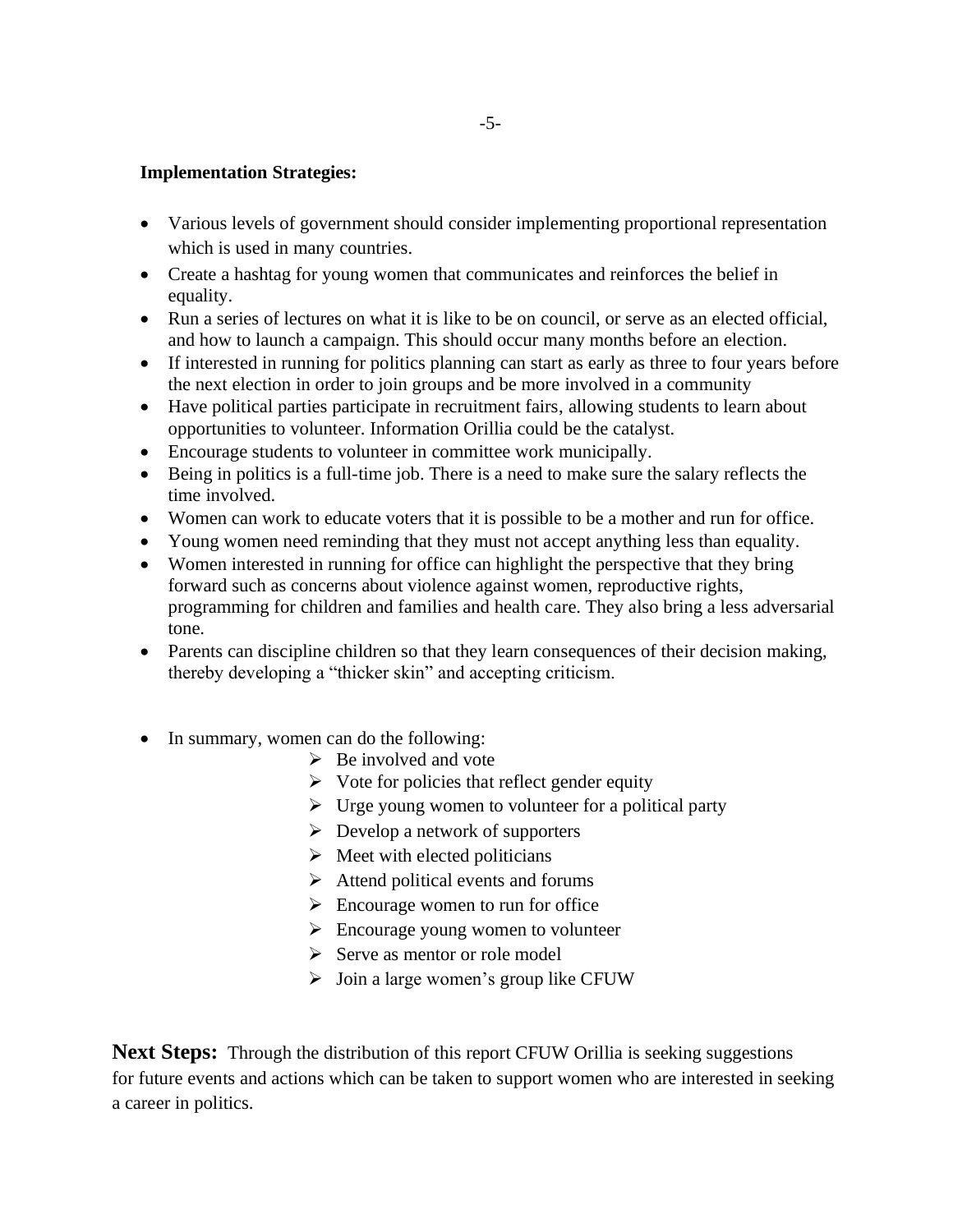**Implementation Strategies:**

- Various levels of government should consider implementing proportional representation which is used in many countries.
- Create a hashtag for young women that communicates and reinforces the belief in equality.
- Run a series of lectures on what it is like to be on council, or serve as an elected official, and how to launch a campaign. This should occur many months before an election.
- If interested in running for politics planning can start as early as three to four years before the next election in order to join groups and be more involved in a community
- Have political parties participate in recruitment fairs, allowing students to learn about opportunities to volunteer. Information Orillia could be the catalyst.
- Encourage students to volunteer in committee work municipally.
- Being in politics is a full-time job. There is a need to make sure the salary reflects the time involved.
- Women can work to educate voters that it is possible to be a mother and run for office.
- Young women need reminding that they must not accept anything less than equality.
- Women interested in running for office can highlight the perspective that they bring forward such as concerns about violence against women, reproductive rights, programming for children and families and health care. They also bring a less adversarial tone.
- Parents can discipline children so that they learn consequences of their decision making, thereby developing a "thicker skin" and accepting criticism.

- In summary, women can do the following:
  - Be involved and vote
  - Vote for policies that reflect gender equity
  - Urge young women to volunteer for a political party
  - Develop a network of supporters
  - Meet with elected politicians
  - Attend political events and forums
  - Encourage women to run for office
  - Encourage young women to volunteer
  - Serve as mentor or role model
  - Join a large women's group like CFUW

**Next Steps:** Through the distribution of this report CFUW Orillia is seeking suggestions for future events and actions which can be taken to support women who are interested in seeking a career in politics.